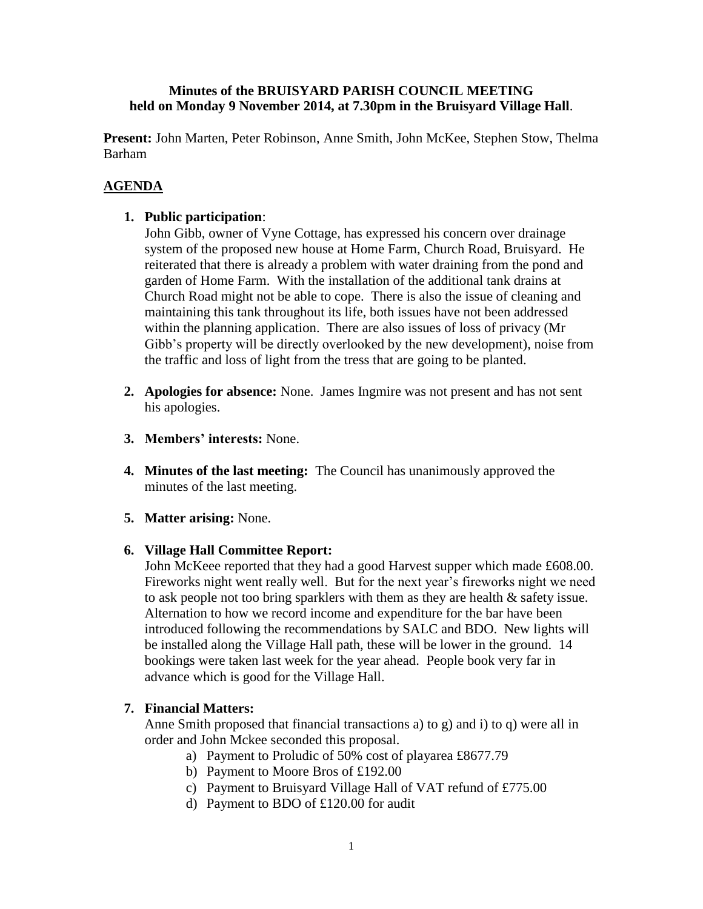**Minutes of the BRUISYARD PARISH COUNCIL MEETING held on Monday 9 November 2014, at 7.30pm in the Bruisyard Village Hall**.

**Present:** John Marten, Peter Robinson, Anne Smith, John McKee, Stephen Stow, Thelma Barham

## AGENDA

1. **Public participation**:
   John Gibb, owner of Vyne Cottage, has expressed his concern over drainage system of the proposed new house at Home Farm, Church Road, Bruisyard. He reiterated that there is already a problem with water draining from the pond and garden of Home Farm. With the installation of the additional tank drains at Church Road might not be able to cope. There is also the issue of cleaning and maintaining this tank throughout its life, both issues have not been addressed within the planning application. There are also issues of loss of privacy (Mr Gibb's property will be directly overlooked by the new development), noise from the traffic and loss of light from the tress that are going to be planted.

2. **Apologies for absence:** None. James Ingmire was not present and has not sent his apologies.

3. **Members' interests:** None.

4. **Minutes of the last meeting:** The Council has unanimously approved the minutes of the last meeting.

5. **Matter arising:** None.

6. **Village Hall Committee Report:**
   John McKeee reported that they had a good Harvest supper which made £608.00. Fireworks night went really well. But for the next year's fireworks night we need to ask people not too bring sparklers with them as they are health & safety issue. Alternation to how we record income and expenditure for the bar have been introduced following the recommendations by SALC and BDO. New lights will be installed along the Village Hall path, these will be lower in the ground. 14 bookings were taken last week for the year ahead. People book very far in advance which is good for the Village Hall.

7. **Financial Matters:**
   Anne Smith proposed that financial transactions a) to g) and i) to q) were all in order and John Mckee seconded this proposal.
   a) Payment to Proludic of 50% cost of playarea £8677.79
   b) Payment to Moore Bros of £192.00
   c) Payment to Bruisyard Village Hall of VAT refund of £775.00
   d) Payment to BDO of £120.00 for audit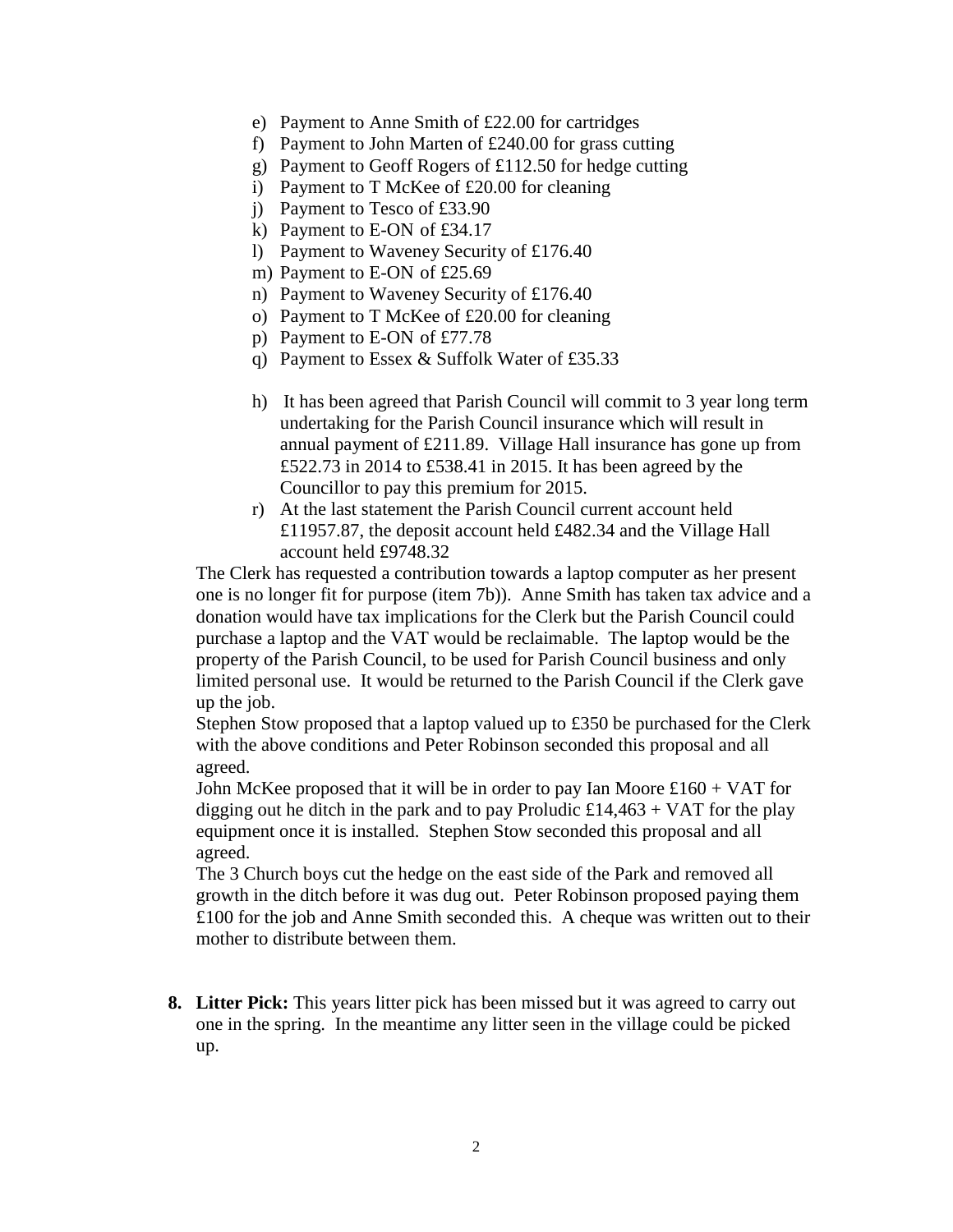e) Payment to Anne Smith of £22.00 for cartridges
f) Payment to John Marten of £240.00 for grass cutting
g) Payment to Geoff Rogers of £112.50 for hedge cutting
i) Payment to T McKee of £20.00 for cleaning
j) Payment to Tesco of £33.90
k) Payment to E-ON of £34.17
l) Payment to Waveney Security of £176.40
m) Payment to E-ON of £25.69
n) Payment to Waveney Security of £176.40
o) Payment to T McKee of £20.00 for cleaning
p) Payment to E-ON of £77.78
q) Payment to Essex & Suffolk Water of £35.33

h) It has been agreed that Parish Council will commit to 3 year long term undertaking for the Parish Council insurance which will result in annual payment of £211.89. Village Hall insurance has gone up from £522.73 in 2014 to £538.41 in 2015. It has been agreed by the Councillor to pay this premium for 2015.
r) At the last statement the Parish Council current account held £11957.87, the deposit account held £482.34 and the Village Hall account held £9748.32

The Clerk has requested a contribution towards a laptop computer as her present one is no longer fit for purpose (item 7b)). Anne Smith has taken tax advice and a donation would have tax implications for the Clerk but the Parish Council could purchase a laptop and the VAT would be reclaimable. The laptop would be the property of the Parish Council, to be used for Parish Council business and only limited personal use. It would be returned to the Parish Council if the Clerk gave up the job.

Stephen Stow proposed that a laptop valued up to £350 be purchased for the Clerk with the above conditions and Peter Robinson seconded this proposal and all agreed.

John McKee proposed that it will be in order to pay Ian Moore £160 + VAT for digging out he ditch in the park and to pay Proludic £14,463 + VAT for the play equipment once it is installed. Stephen Stow seconded this proposal and all agreed.

The 3 Church boys cut the hedge on the east side of the Park and removed all growth in the ditch before it was dug out. Peter Robinson proposed paying them £100 for the job and Anne Smith seconded this. A cheque was written out to their mother to distribute between them.

**8. Litter Pick:** This years litter pick has been missed but it was agreed to carry out one in the spring. In the meantime any litter seen in the village could be picked up.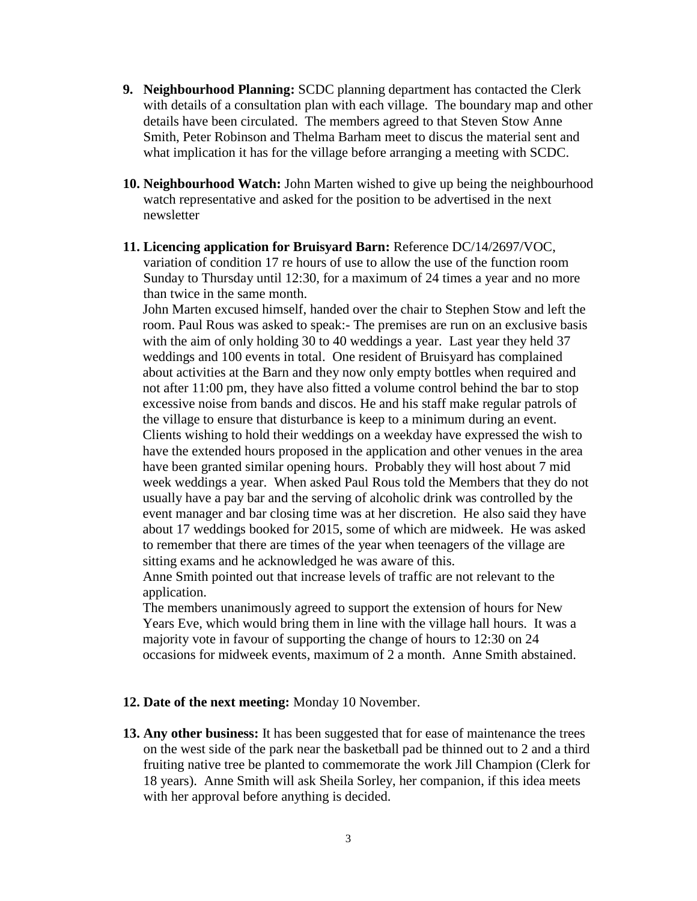9. **Neighbourhood Planning:** SCDC planning department has contacted the Clerk with details of a consultation plan with each village. The boundary map and other details have been circulated. The members agreed to that Steven Stow Anne Smith, Peter Robinson and Thelma Barham meet to discus the material sent and what implication it has for the village before arranging a meeting with SCDC.

10. **Neighbourhood Watch:** John Marten wished to give up being the neighbourhood watch representative and asked for the position to be advertised in the next newsletter

11. **Licencing application for Bruisyard Barn:** Reference DC/14/2697/VOC, variation of condition 17 re hours of use to allow the use of the function room Sunday to Thursday until 12:30, for a maximum of 24 times a year and no more than twice in the same month.
    John Marten excused himself, handed over the chair to Stephen Stow and left the room. Paul Rous was asked to speak:- The premises are run on an exclusive basis with the aim of only holding 30 to 40 weddings a year. Last year they held 37 weddings and 100 events in total. One resident of Bruisyard has complained about activities at the Barn and they now only empty bottles when required and not after 11:00 pm, they have also fitted a volume control behind the bar to stop excessive noise from bands and discos. He and his staff make regular patrols of the village to ensure that disturbance is keep to a minimum during an event. Clients wishing to hold their weddings on a weekday have expressed the wish to have the extended hours proposed in the application and other venues in the area have been granted similar opening hours. Probably they will host about 7 mid week weddings a year. When asked Paul Rous told the Members that they do not usually have a pay bar and the serving of alcoholic drink was controlled by the event manager and bar closing time was at her discretion. He also said they have about 17 weddings booked for 2015, some of which are midweek. He was asked to remember that there are times of the year when teenagers of the village are sitting exams and he acknowledged he was aware of this.
    Anne Smith pointed out that increase levels of traffic are not relevant to the application.
    The members unanimously agreed to support the extension of hours for New Years Eve, which would bring them in line with the village hall hours. It was a majority vote in favour of supporting the change of hours to 12:30 on 24 occasions for midweek events, maximum of 2 a month. Anne Smith abstained.

12. **Date of the next meeting:** Monday 10 November.

13. **Any other business:** It has been suggested that for ease of maintenance the trees on the west side of the park near the basketball pad be thinned out to 2 and a third fruiting native tree be planted to commemorate the work Jill Champion (Clerk for 18 years). Anne Smith will ask Sheila Sorley, her companion, if this idea meets with her approval before anything is decided.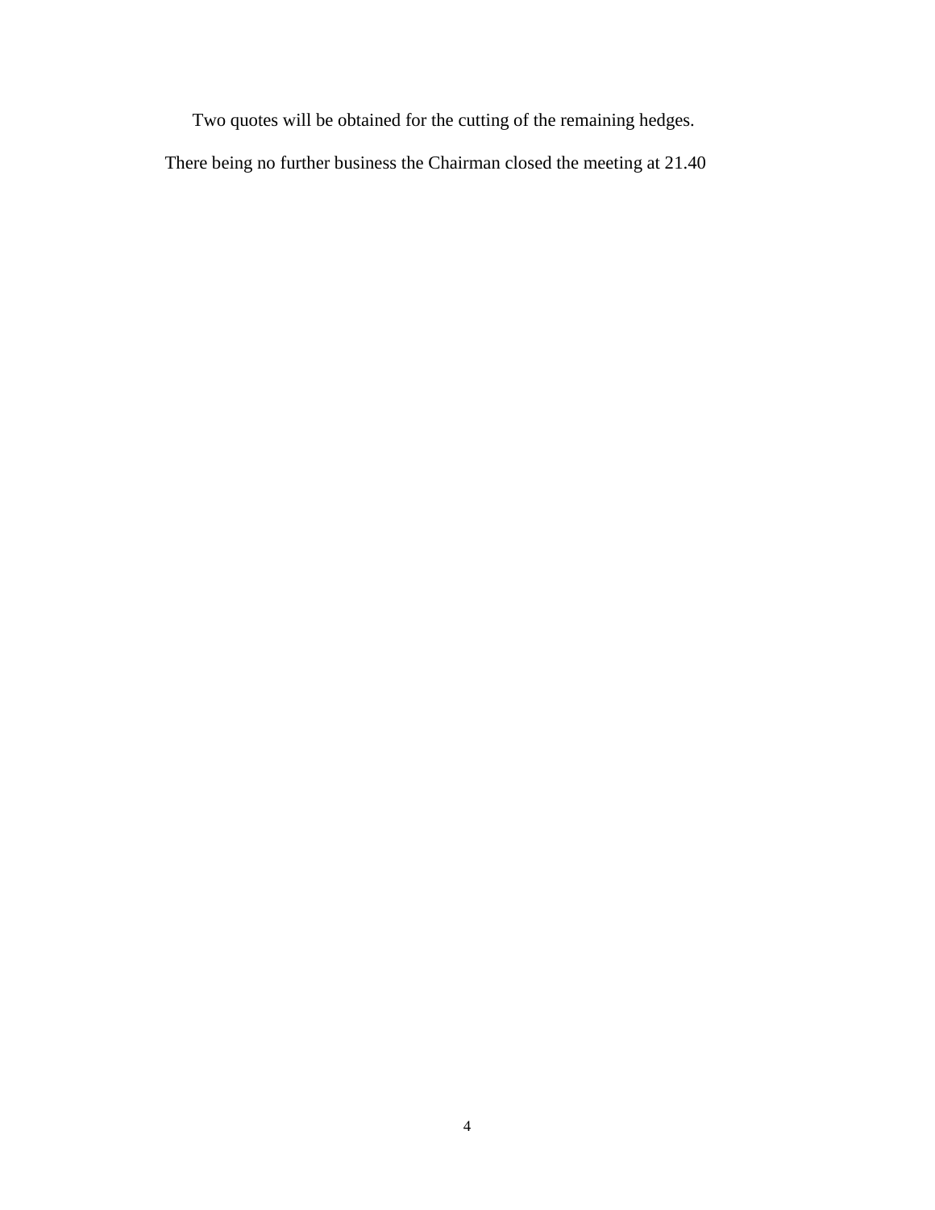Two quotes will be obtained for the cutting of the remaining hedges.

There being no further business the Chairman closed the meeting at 21.40